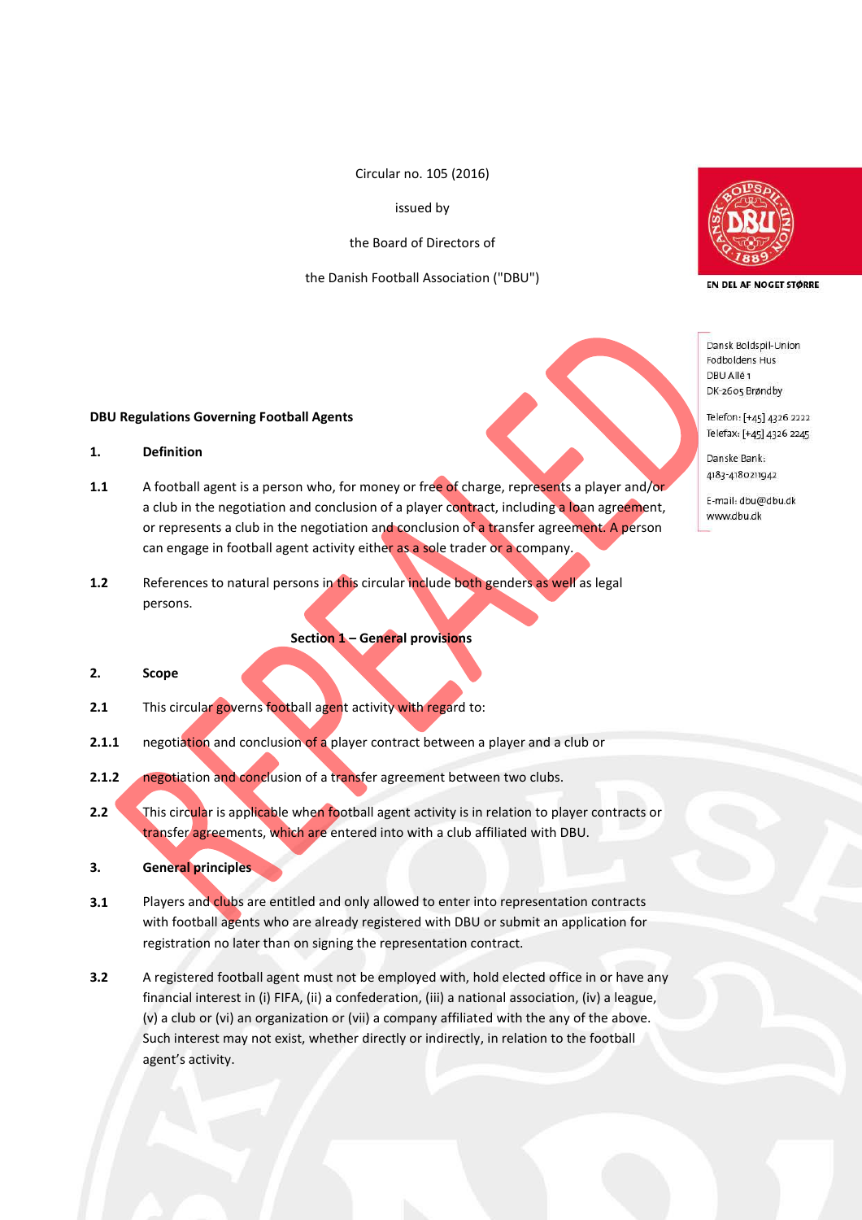Circular no. 105 (2016)

issued by

the Board of Directors of

the Danish Football Association ("DBU")

Dansk Boldspil-Union
Fodboldens Hus
DBU Allé 1
DK-2605 Brøndby

Telefon: [+45] 4326 2222
Telefax: [+45] 4326 2245

Danske Bank:
4183-4180211942

E-mail: dbu@dbu.dk
www.dbu.dk

REPEALED

**DBU Regulations Governing Football Agents**

**1. Definition**

**1.1** A football agent is a person who, for money or free of charge, represents a player and/or a club in the negotiation and conclusion of a player contract, including a loan agreement, or represents a club in the negotiation and conclusion of a transfer agreement. A person can engage in football agent activity either as a sole trader or a company.

**1.2** References to natural persons in this circular include both genders as well as legal persons.

**Section 1 – General provisions**

**2. Scope**

**2.1** This circular governs football agent activity with regard to:

**2.1.1** negotiation and conclusion of a player contract between a player and a club or

**2.1.2** negotiation and conclusion of a transfer agreement between two clubs.

**2.2** This circular is applicable when football agent activity is in relation to player contracts or transfer agreements, which are entered into with a club affiliated with DBU.

**3. General principles**

**3.1** Players and clubs are entitled and only allowed to enter into representation contracts with football agents who are already registered with DBU or submit an application for registration no later than on signing the representation contract.

**3.2** A registered football agent must not be employed with, hold elected office in or have any financial interest in (i) FIFA, (ii) a confederation, (iii) a national association, (iv) a league, (v) a club or (vi) an organization or (vii) a company affiliated with the any of the above. Such interest may not exist, whether directly or indirectly, in relation to the football agent's activity.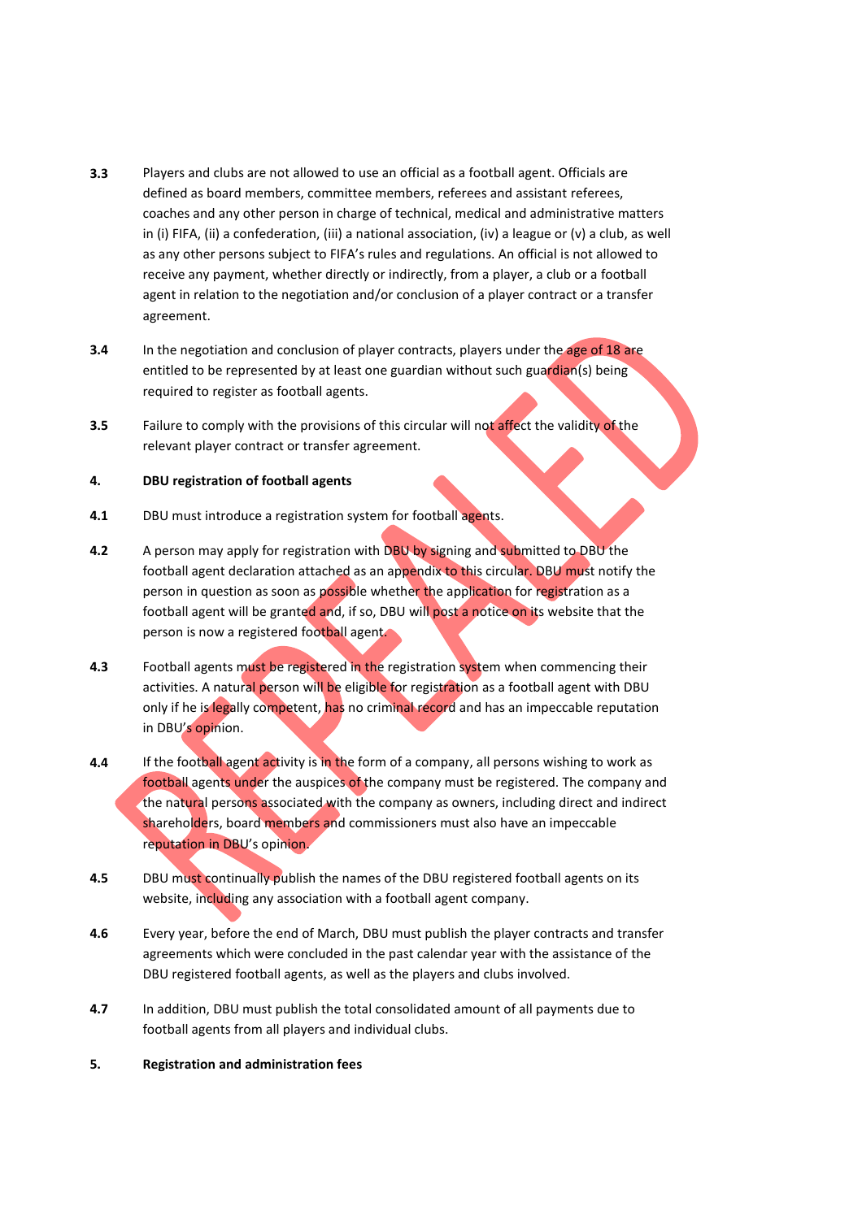**3.3** Players and clubs are not allowed to use an official as a football agent. Officials are defined as board members, committee members, referees and assistant referees, coaches and any other person in charge of technical, medical and administrative matters in (i) FIFA, (ii) a confederation, (iii) a national association, (iv) a league or (v) a club, as well as any other persons subject to FIFA's rules and regulations. An official is not allowed to receive any payment, whether directly or indirectly, from a player, a club or a football agent in relation to the negotiation and/or conclusion of a player contract or a transfer agreement.

**3.4** In the negotiation and conclusion of player contracts, players under the age of 18 are entitled to be represented by at least one guardian without such guardian(s) being required to register as football agents.

**3.5** Failure to comply with the provisions of this circular will not affect the validity of the relevant player contract or transfer agreement.

**4. DBU registration of football agents**

**4.1** DBU must introduce a registration system for football agents.

**4.2** A person may apply for registration with DBU by signing and submitted to DBU the football agent declaration attached as an appendix to this circular. DBU must notify the person in question as soon as possible whether the application for registration as a football agent will be granted and, if so, DBU will post a notice on its website that the person is now a registered football agent.

**4.3** Football agents must be registered in the registration system when commencing their activities. A natural person will be eligible for registration as a football agent with DBU only if he is legally competent, has no criminal record and has an impeccable reputation in DBU's opinion.

**4.4** If the football agent activity is in the form of a company, all persons wishing to work as football agents under the auspices of the company must be registered. The company and the natural persons associated with the company as owners, including direct and indirect shareholders, board members and commissioners must also have an impeccable reputation in DBU's opinion.

**4.5** DBU must continually publish the names of the DBU registered football agents on its website, including any association with a football agent company.

**4.6** Every year, before the end of March, DBU must publish the player contracts and transfer agreements which were concluded in the past calendar year with the assistance of the DBU registered football agents, as well as the players and clubs involved.

**4.7** In addition, DBU must publish the total consolidated amount of all payments due to football agents from all players and individual clubs.

**5. Registration and administration fees**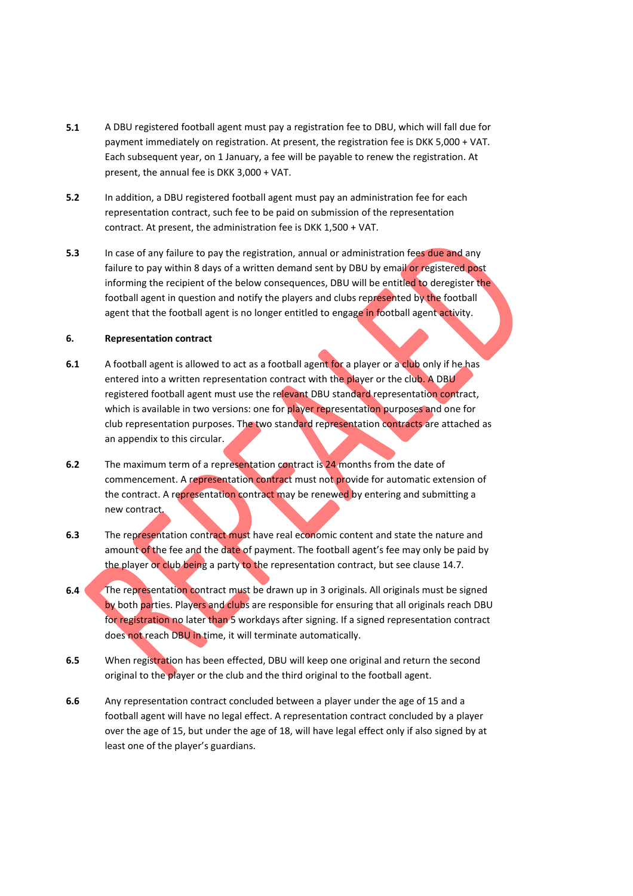**5.1** A DBU registered football agent must pay a registration fee to DBU, which will fall due for payment immediately on registration. At present, the registration fee is DKK 5,000 + VAT. Each subsequent year, on 1 January, a fee will be payable to renew the registration. At present, the annual fee is DKK 3,000 + VAT.

**5.2** In addition, a DBU registered football agent must pay an administration fee for each representation contract, such fee to be paid on submission of the representation contract. At present, the administration fee is DKK 1,500 + VAT.

**5.3** In case of any failure to pay the registration, annual or administration fees due and any failure to pay within 8 days of a written demand sent by DBU by email or registered post informing the recipient of the below consequences, DBU will be entitled to deregister the football agent in question and notify the players and clubs represented by the football agent that the football agent is no longer entitled to engage in football agent activity.

## 6. Representation contract

**6.1** A football agent is allowed to act as a football agent for a player or a club only if he has entered into a written representation contract with the player or the club. A DBU registered football agent must use the relevant DBU standard representation contract, which is available in two versions: one for player representation purposes and one for club representation purposes. The two standard representation contracts are attached as an appendix to this circular.

**6.2** The maximum term of a representation contract is 24 months from the date of commencement. A representation contract must not provide for automatic extension of the contract. A representation contract may be renewed by entering and submitting a new contract.

**6.3** The representation contract must have real economic content and state the nature and amount of the fee and the date of payment. The football agent's fee may only be paid by the player or club being a party to the representation contract, but see clause 14.7.

**6.4** The representation contract must be drawn up in 3 originals. All originals must be signed by both parties. Players and clubs are responsible for ensuring that all originals reach DBU for registration no later than 5 workdays after signing. If a signed representation contract does not reach DBU in time, it will terminate automatically.

**6.5** When registration has been effected, DBU will keep one original and return the second original to the player or the club and the third original to the football agent.

**6.6** Any representation contract concluded between a player under the age of 15 and a football agent will have no legal effect. A representation contract concluded by a player over the age of 15, but under the age of 18, will have legal effect only if also signed by at least one of the player's guardians.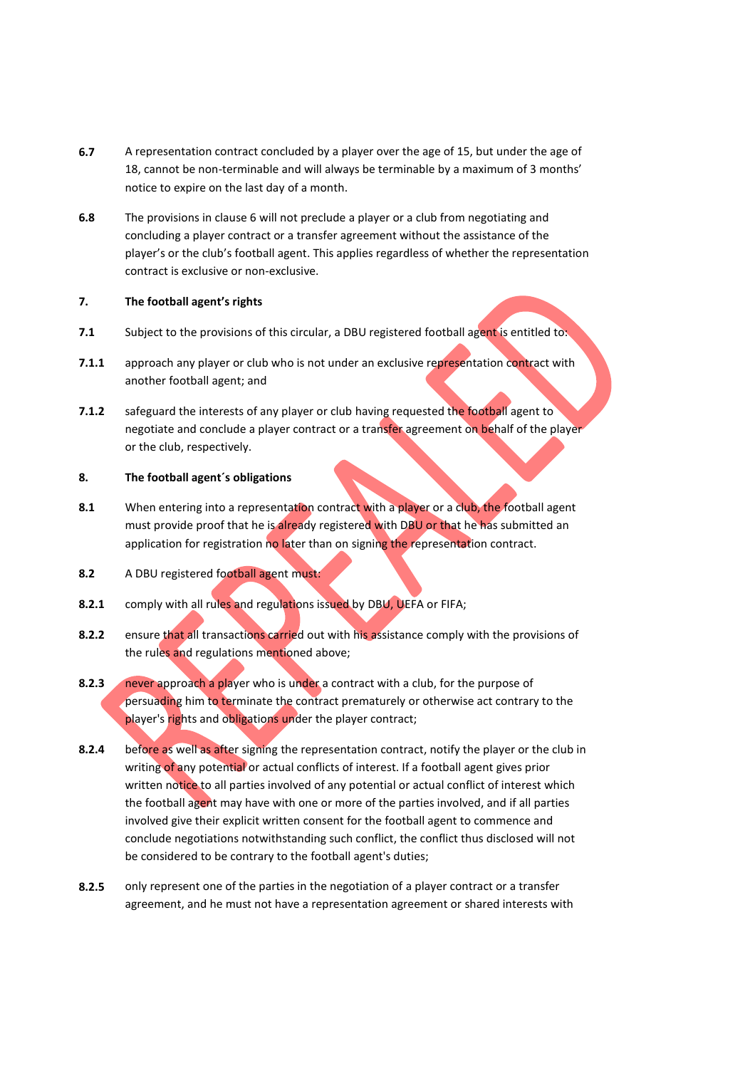**6.7** A representation contract concluded by a player over the age of 15, but under the age of 18, cannot be non-terminable and will always be terminable by a maximum of 3 months' notice to expire on the last day of a month.

**6.8** The provisions in clause 6 will not preclude a player or a club from negotiating and concluding a player contract or a transfer agreement without the assistance of the player's or the club's football agent. This applies regardless of whether the representation contract is exclusive or non-exclusive.

## 7. The football agent's rights

**7.1** Subject to the provisions of this circular, a DBU registered football agent is entitled to:

**7.1.1** approach any player or club who is not under an exclusive representation contract with another football agent; and

**7.1.2** safeguard the interests of any player or club having requested the football agent to negotiate and conclude a player contract or a transfer agreement on behalf of the player or the club, respectively.

## 8. The football agent´s obligations

**8.1** When entering into a representation contract with a player or a club, the football agent must provide proof that he is already registered with DBU or that he has submitted an application for registration no later than on signing the representation contract.

**8.2** A DBU registered football agent must:

**8.2.1** comply with all rules and regulations issued by DBU, UEFA or FIFA;

**8.2.2** ensure that all transactions carried out with his assistance comply with the provisions of the rules and regulations mentioned above;

**8.2.3** never approach a player who is under a contract with a club, for the purpose of persuading him to terminate the contract prematurely or otherwise act contrary to the player's rights and obligations under the player contract;

**8.2.4** before as well as after signing the representation contract, notify the player or the club in writing of any potential or actual conflicts of interest. If a football agent gives prior written notice to all parties involved of any potential or actual conflict of interest which the football agent may have with one or more of the parties involved, and if all parties involved give their explicit written consent for the football agent to commence and conclude negotiations notwithstanding such conflict, the conflict thus disclosed will not be considered to be contrary to the football agent's duties;

**8.2.5** only represent one of the parties in the negotiation of a player contract or a transfer agreement, and he must not have a representation agreement or shared interests with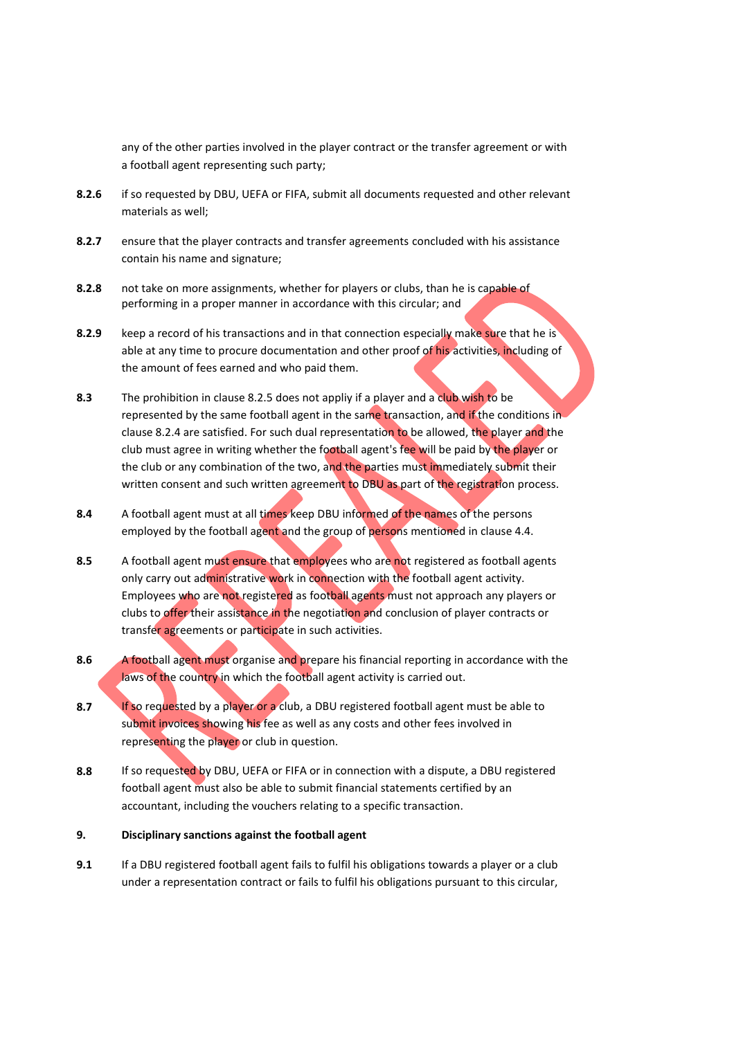any of the other parties involved in the player contract or the transfer agreement or with a football agent representing such party;

**8.2.6** if so requested by DBU, UEFA or FIFA, submit all documents requested and other relevant materials as well;

**8.2.7** ensure that the player contracts and transfer agreements concluded with his assistance contain his name and signature;

**8.2.8** not take on more assignments, whether for players or clubs, than he is capable of performing in a proper manner in accordance with this circular; and

**8.2.9** keep a record of his transactions and in that connection especially make sure that he is able at any time to procure documentation and other proof of his activities, including of the amount of fees earned and who paid them.

**8.3** The prohibition in clause 8.2.5 does not appliy if a player and a club wish to be represented by the same football agent in the same transaction, and if the conditions in clause 8.2.4 are satisfied. For such dual representation to be allowed, the player and the club must agree in writing whether the football agent's fee will be paid by the player or the club or any combination of the two, and the parties must immediately submit their written consent and such written agreement to DBU as part of the registration process.

**8.4** A football agent must at all times keep DBU informed of the names of the persons employed by the football agent and the group of persons mentioned in clause 4.4.

**8.5** A football agent must ensure that employees who are not registered as football agents only carry out administrative work in connection with the football agent activity. Employees who are not registered as football agents must not approach any players or clubs to offer their assistance in the negotiation and conclusion of player contracts or transfer agreements or participate in such activities.

**8.6** A football agent must organise and prepare his financial reporting in accordance with the laws of the country in which the football agent activity is carried out.

**8.7** If so requested by a player or a club, a DBU registered football agent must be able to submit invoices showing his fee as well as any costs and other fees involved in representing the player or club in question.

**8.8** If so requested by DBU, UEFA or FIFA or in connection with a dispute, a DBU registered football agent must also be able to submit financial statements certified by an accountant, including the vouchers relating to a specific transaction.

**9. Disciplinary sanctions against the football agent**

**9.1** If a DBU registered football agent fails to fulfil his obligations towards a player or a club under a representation contract or fails to fulfil his obligations pursuant to this circular,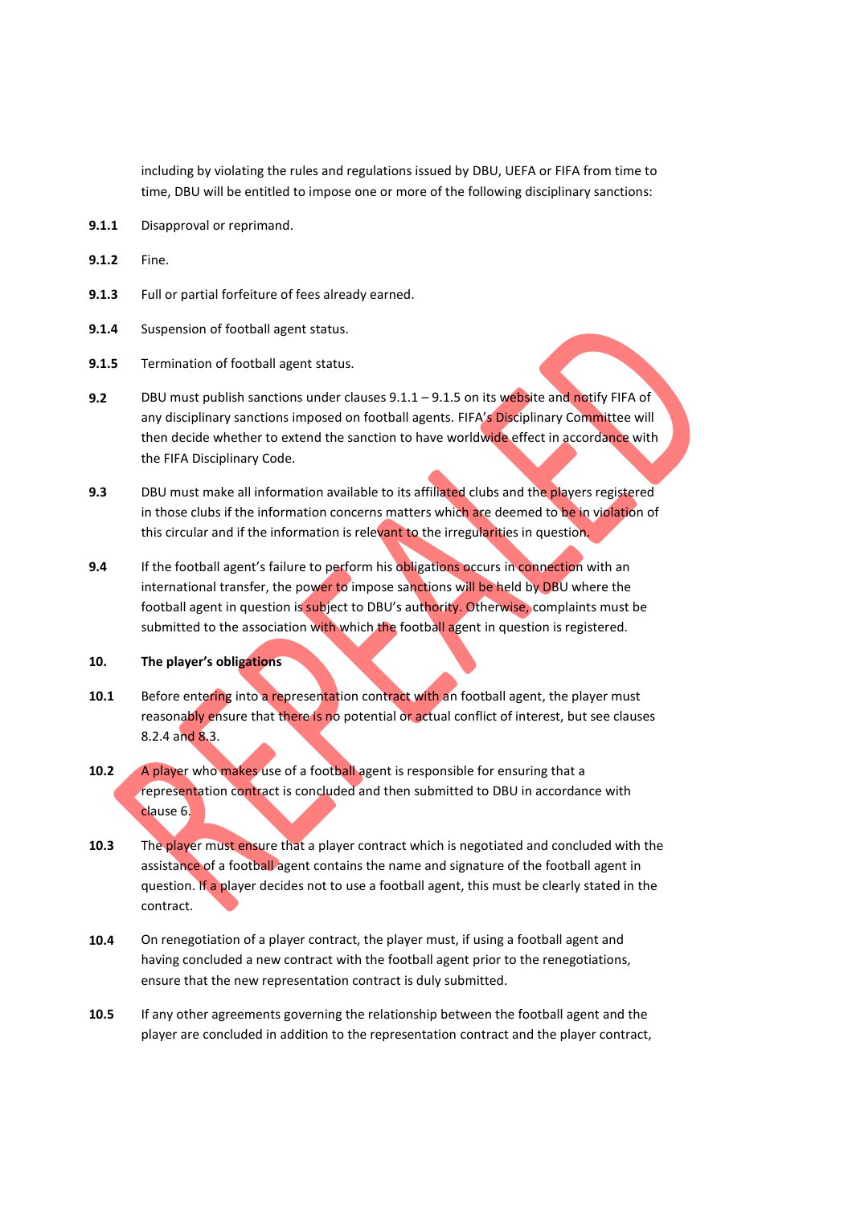including by violating the rules and regulations issued by DBU, UEFA or FIFA from time to time, DBU will be entitled to impose one or more of the following disciplinary sanctions:

**9.1.1** Disapproval or reprimand.

**9.1.2** Fine.

**9.1.3** Full or partial forfeiture of fees already earned.

**9.1.4** Suspension of football agent status.

**9.1.5** Termination of football agent status.

**9.2** DBU must publish sanctions under clauses 9.1.1 – 9.1.5 on its website and notify FIFA of any disciplinary sanctions imposed on football agents. FIFA's Disciplinary Committee will then decide whether to extend the sanction to have worldwide effect in accordance with the FIFA Disciplinary Code.

**9.3** DBU must make all information available to its affiliated clubs and the players registered in those clubs if the information concerns matters which are deemed to be in violation of this circular and if the information is relevant to the irregularities in question.

**9.4** If the football agent's failure to perform his obligations occurs in connection with an international transfer, the power to impose sanctions will be held by DBU where the football agent in question is subject to DBU's authority. Otherwise, complaints must be submitted to the association with which the football agent in question is registered.

## 10. The player's obligations

**10.1** Before entering into a representation contract with an football agent, the player must reasonably ensure that there is no potential or actual conflict of interest, but see clauses 8.2.4 and 8.3.

**10.2** A player who makes use of a football agent is responsible for ensuring that a representation contract is concluded and then submitted to DBU in accordance with clause 6.

**10.3** The player must ensure that a player contract which is negotiated and concluded with the assistance of a football agent contains the name and signature of the football agent in question. If a player decides not to use a football agent, this must be clearly stated in the contract.

**10.4** On renegotiation of a player contract, the player must, if using a football agent and having concluded a new contract with the football agent prior to the renegotiations, ensure that the new representation contract is duly submitted.

**10.5** If any other agreements governing the relationship between the football agent and the player are concluded in addition to the representation contract and the player contract,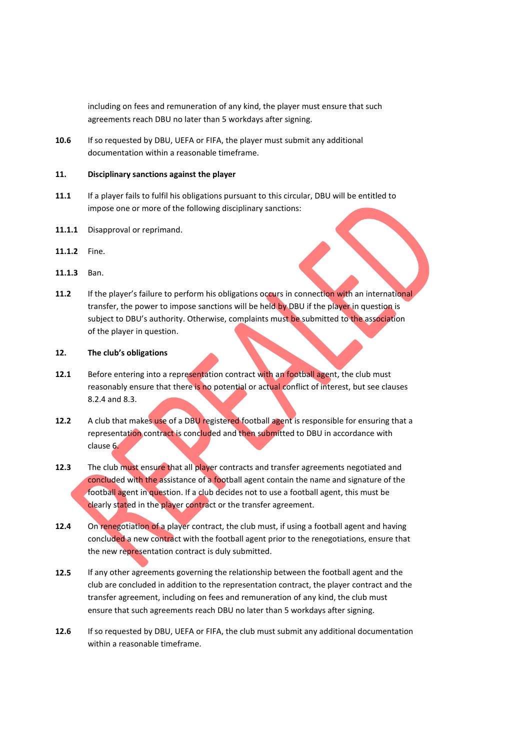including on fees and remuneration of any kind, the player must ensure that such agreements reach DBU no later than 5 workdays after signing.

**10.6** If so requested by DBU, UEFA or FIFA, the player must submit any additional documentation within a reasonable timeframe.

## 11. Disciplinary sanctions against the player

**11.1** If a player fails to fulfil his obligations pursuant to this circular, DBU will be entitled to impose one or more of the following disciplinary sanctions:

**11.1.1** Disapproval or reprimand.

**11.1.2** Fine.

**11.1.3** Ban.

**11.2** If the player's failure to perform his obligations occurs in connection with an international transfer, the power to impose sanctions will be held by DBU if the player in question is subject to DBU's authority. Otherwise, complaints must be submitted to the association of the player in question.

## 12. The club's obligations

**12.1** Before entering into a representation contract with an football agent, the club must reasonably ensure that there is no potential or actual conflict of interest, but see clauses 8.2.4 and 8.3.

**12.2** A club that makes use of a DBU registered football agent is responsible for ensuring that a representation contract is concluded and then submitted to DBU in accordance with clause 6.

**12.3** The club must ensure that all player contracts and transfer agreements negotiated and concluded with the assistance of a football agent contain the name and signature of the football agent in question. If a club decides not to use a football agent, this must be clearly stated in the player contract or the transfer agreement.

**12.4** On renegotiation of a player contract, the club must, if using a football agent and having concluded a new contract with the football agent prior to the renegotiations, ensure that the new representation contract is duly submitted.

**12.5** If any other agreements governing the relationship between the football agent and the club are concluded in addition to the representation contract, the player contract and the transfer agreement, including on fees and remuneration of any kind, the club must ensure that such agreements reach DBU no later than 5 workdays after signing.

**12.6** If so requested by DBU, UEFA or FIFA, the club must submit any additional documentation within a reasonable timeframe.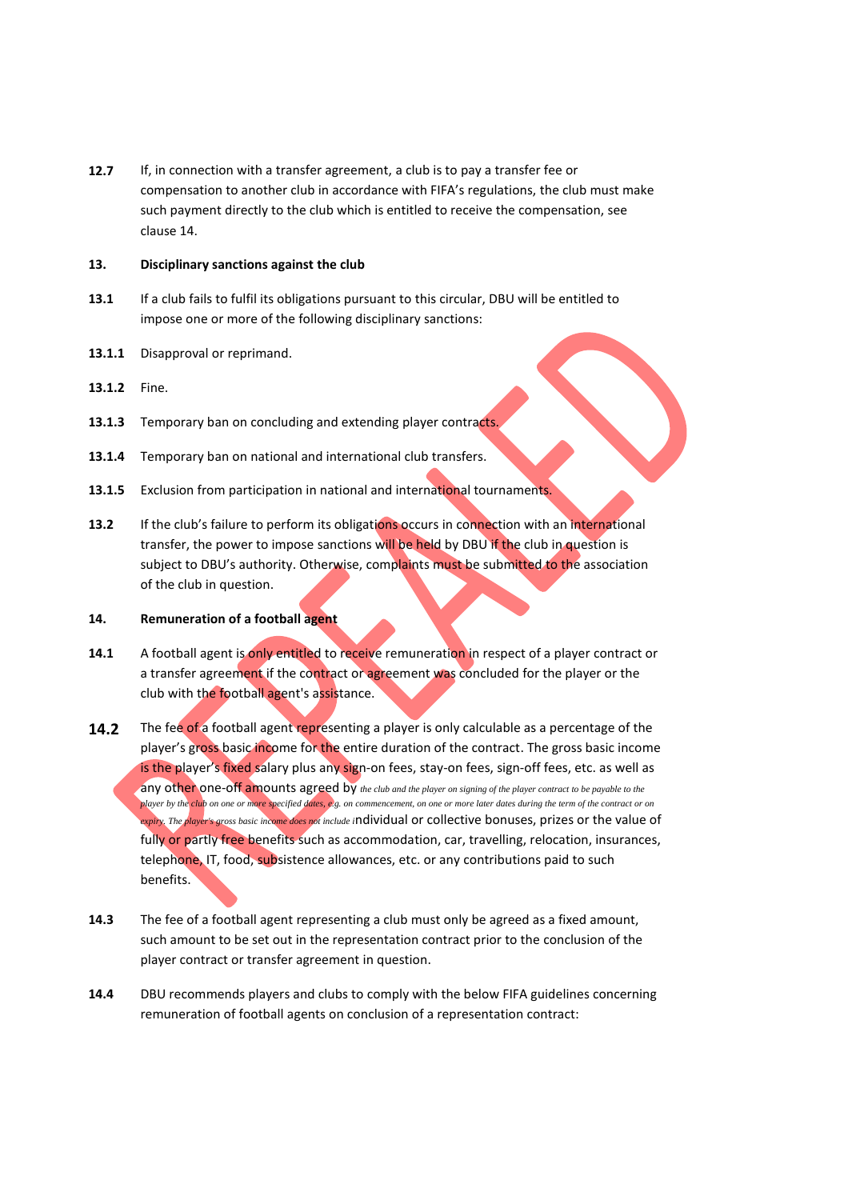**12.7** If, in connection with a transfer agreement, a club is to pay a transfer fee or compensation to another club in accordance with FIFA's regulations, the club must make such payment directly to the club which is entitled to receive the compensation, see clause 14.

## 13. Disciplinary sanctions against the club

**13.1** If a club fails to fulfil its obligations pursuant to this circular, DBU will be entitled to impose one or more of the following disciplinary sanctions:

**13.1.1** Disapproval or reprimand.

**13.1.2** Fine.

**13.1.3** Temporary ban on concluding and extending player contracts.

**13.1.4** Temporary ban on national and international club transfers.

**13.1.5** Exclusion from participation in national and international tournaments.

**13.2** If the club's failure to perform its obligations occurs in connection with an international transfer, the power to impose sanctions will be held by DBU if the club in question is subject to DBU's authority. Otherwise, complaints must be submitted to the association of the club in question.

## 14. Remuneration of a football agent

**14.1** A football agent is only entitled to receive remuneration in respect of a player contract or a transfer agreement if the contract or agreement was concluded for the player or the club with the football agent's assistance.

**14.2** The fee of a football agent representing a player is only calculable as a percentage of the player's gross basic income for the entire duration of the contract. The gross basic income is the player's fixed salary plus any sign-on fees, stay-on fees, sign-off fees, etc. as well as any other one-off amounts agreed by the club and the player on signing of the player contract to be payable to the player by the club on one or more specified dates, e.g. on commencement, on one or more later dates during the term of the contract or on expiry. The player's gross basic income does not include individual or collective bonuses, prizes or the value of fully or partly free benefits such as accommodation, car, travelling, relocation, insurances, telephone, IT, food, subsistence allowances, etc. or any contributions paid to such benefits.

**14.3** The fee of a football agent representing a club must only be agreed as a fixed amount, such amount to be set out in the representation contract prior to the conclusion of the player contract or transfer agreement in question.

**14.4** DBU recommends players and clubs to comply with the below FIFA guidelines concerning remuneration of football agents on conclusion of a representation contract: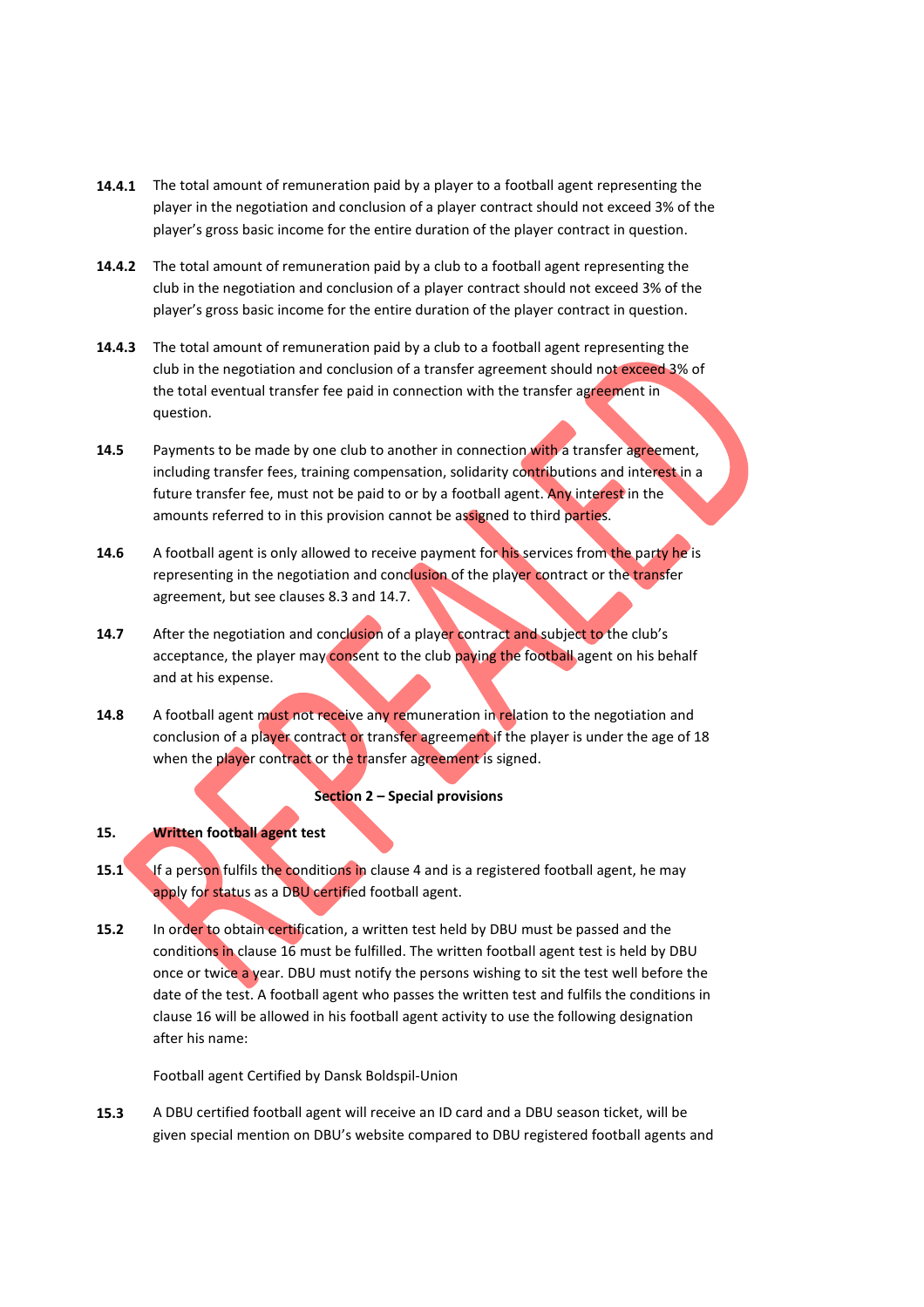**14.4.1** The total amount of remuneration paid by a player to a football agent representing the player in the negotiation and conclusion of a player contract should not exceed 3% of the player's gross basic income for the entire duration of the player contract in question.

**14.4.2** The total amount of remuneration paid by a club to a football agent representing the club in the negotiation and conclusion of a player contract should not exceed 3% of the player's gross basic income for the entire duration of the player contract in question.

**14.4.3** The total amount of remuneration paid by a club to a football agent representing the club in the negotiation and conclusion of a transfer agreement should not exceed 3% of the total eventual transfer fee paid in connection with the transfer agreement in question.

**14.5** Payments to be made by one club to another in connection with a transfer agreement, including transfer fees, training compensation, solidarity contributions and interest in a future transfer fee, must not be paid to or by a football agent. Any interest in the amounts referred to in this provision cannot be assigned to third parties.

**14.6** A football agent is only allowed to receive payment for his services from the party he is representing in the negotiation and conclusion of the player contract or the transfer agreement, but see clauses 8.3 and 14.7.

**14.7** After the negotiation and conclusion of a player contract and subject to the club's acceptance, the player may consent to the club paying the football agent on his behalf and at his expense.

**14.8** A football agent must not receive any remuneration in relation to the negotiation and conclusion of a player contract or transfer agreement if the player is under the age of 18 when the player contract or the transfer agreement is signed.

**Section 2 – Special provisions**

**15. Written football agent test**

**15.1** If a person fulfils the conditions in clause 4 and is a registered football agent, he may apply for status as a DBU certified football agent.

**15.2** In order to obtain certification, a written test held by DBU must be passed and the conditions in clause 16 must be fulfilled. The written football agent test is held by DBU once or twice a year. DBU must notify the persons wishing to sit the test well before the date of the test. A football agent who passes the written test and fulfils the conditions in clause 16 will be allowed in his football agent activity to use the following designation after his name:

Football agent Certified by Dansk Boldspil-Union

**15.3** A DBU certified football agent will receive an ID card and a DBU season ticket, will be given special mention on DBU's website compared to DBU registered football agents and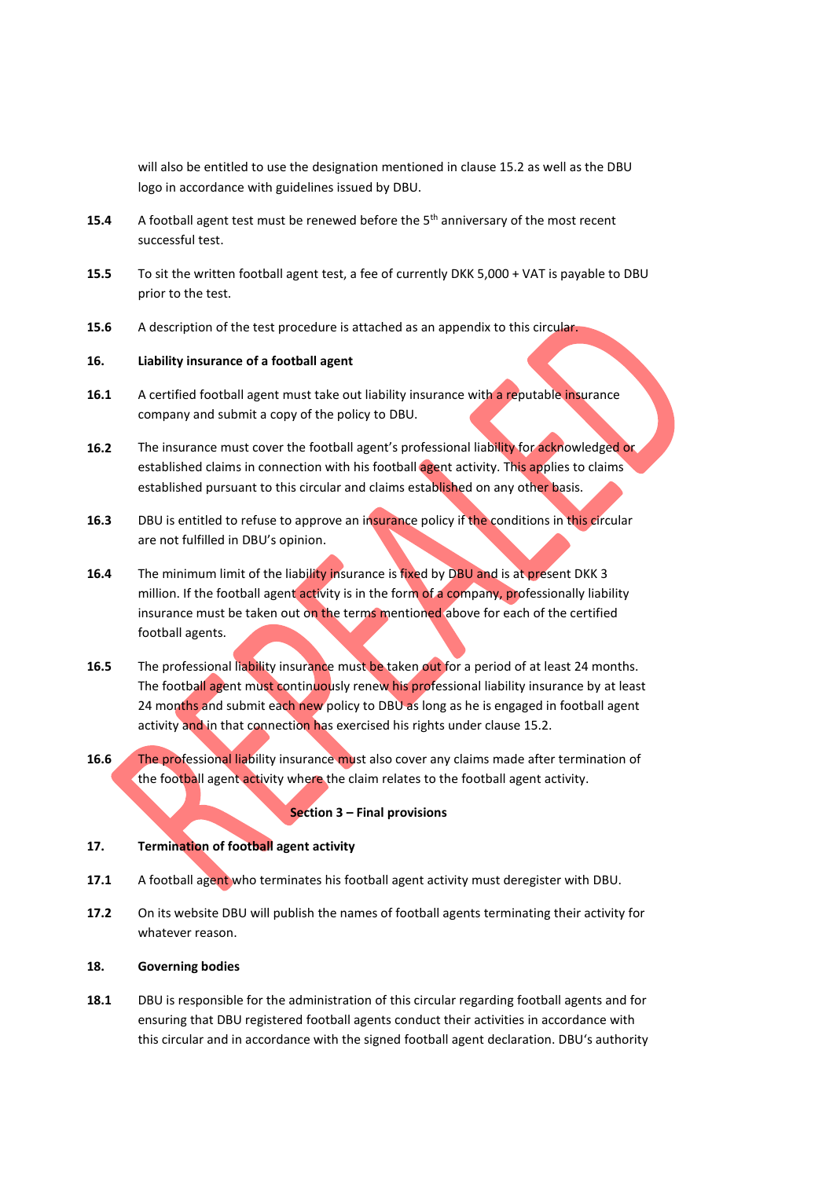will also be entitled to use the designation mentioned in clause 15.2 as well as the DBU logo in accordance with guidelines issued by DBU.

**15.4** A football agent test must be renewed before the 5th anniversary of the most recent successful test.

**15.5** To sit the written football agent test, a fee of currently DKK 5,000 + VAT is payable to DBU prior to the test.

**15.6** A description of the test procedure is attached as an appendix to this circular.

**16. Liability insurance of a football agent**

**16.1** A certified football agent must take out liability insurance with a reputable insurance company and submit a copy of the policy to DBU.

**16.2** The insurance must cover the football agent's professional liability for acknowledged or established claims in connection with his football agent activity. This applies to claims established pursuant to this circular and claims established on any other basis.

**16.3** DBU is entitled to refuse to approve an insurance policy if the conditions in this circular are not fulfilled in DBU's opinion.

**16.4** The minimum limit of the liability insurance is fixed by DBU and is at present DKK 3 million. If the football agent activity is in the form of a company, professionally liability insurance must be taken out on the terms mentioned above for each of the certified football agents.

**16.5** The professional liability insurance must be taken out for a period of at least 24 months. The football agent must continuously renew his professional liability insurance by at least 24 months and submit each new policy to DBU as long as he is engaged in football agent activity and in that connection has exercised his rights under clause 15.2.

**16.6** The professional liability insurance must also cover any claims made after termination of the football agent activity where the claim relates to the football agent activity.

**Section 3 – Final provisions**

**17. Termination of football agent activity**

**17.1** A football agent who terminates his football agent activity must deregister with DBU.

**17.2** On its website DBU will publish the names of football agents terminating their activity for whatever reason.

**18. Governing bodies**

**18.1** DBU is responsible for the administration of this circular regarding football agents and for ensuring that DBU registered football agents conduct their activities in accordance with this circular and in accordance with the signed football agent declaration. DBU's authority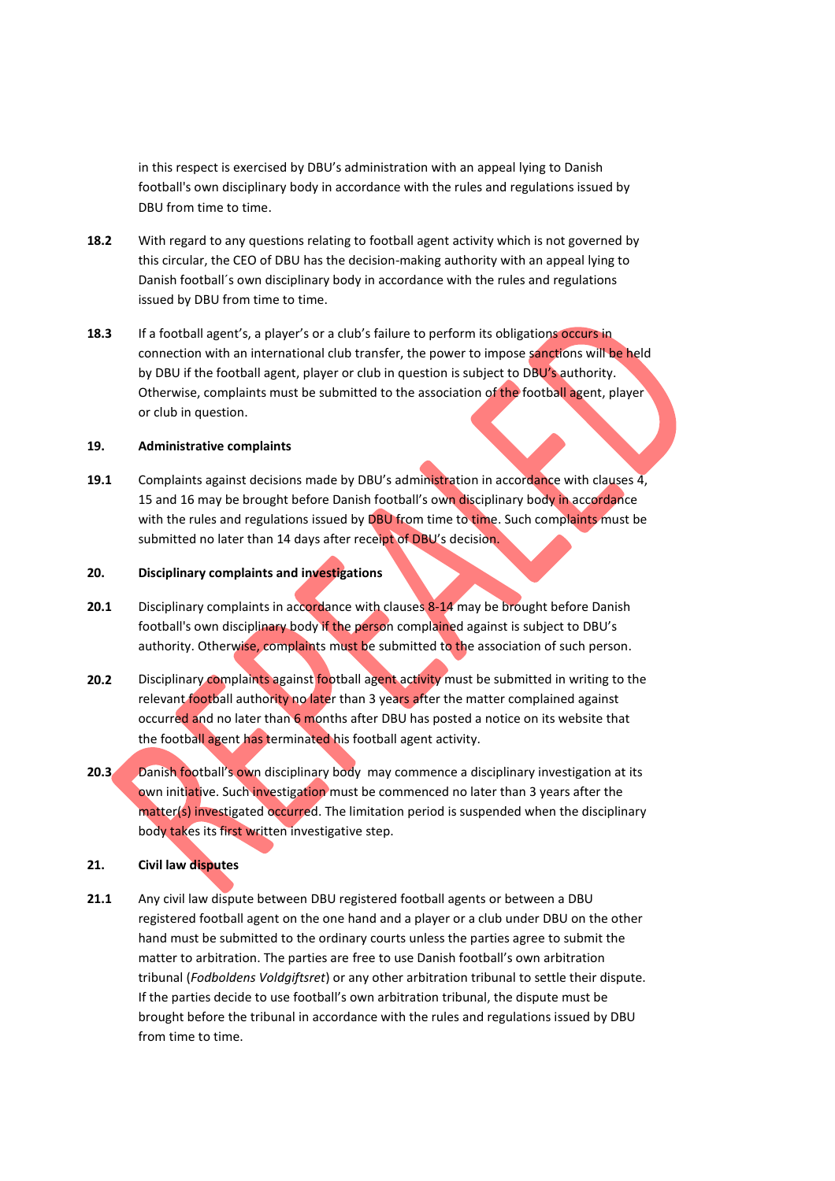in this respect is exercised by DBU's administration with an appeal lying to Danish football's own disciplinary body in accordance with the rules and regulations issued by DBU from time to time.

**18.2** With regard to any questions relating to football agent activity which is not governed by this circular, the CEO of DBU has the decision-making authority with an appeal lying to Danish football´s own disciplinary body in accordance with the rules and regulations issued by DBU from time to time.

**18.3** If a football agent's, a player's or a club's failure to perform its obligations occurs in connection with an international club transfer, the power to impose sanctions will be held by DBU if the football agent, player or club in question is subject to DBU's authority. Otherwise, complaints must be submitted to the association of the football agent, player or club in question.

## 19. Administrative complaints

**19.1** Complaints against decisions made by DBU's administration in accordance with clauses 4, 15 and 16 may be brought before Danish football's own disciplinary body in accordance with the rules and regulations issued by DBU from time to time. Such complaints must be submitted no later than 14 days after receipt of DBU's decision.

## 20. Disciplinary complaints and investigations

**20.1** Disciplinary complaints in accordance with clauses 8-14 may be brought before Danish football's own disciplinary body if the person complained against is subject to DBU's authority. Otherwise, complaints must be submitted to the association of such person.

**20.2** Disciplinary complaints against football agent activity must be submitted in writing to the relevant football authority no later than 3 years after the matter complained against occurred and no later than 6 months after DBU has posted a notice on its website that the football agent has terminated his football agent activity.

**20.3** Danish football's own disciplinary body may commence a disciplinary investigation at its own initiative. Such investigation must be commenced no later than 3 years after the matter(s) investigated occurred. The limitation period is suspended when the disciplinary body takes its first written investigative step.

## 21. Civil law disputes

**21.1** Any civil law dispute between DBU registered football agents or between a DBU registered football agent on the one hand and a player or a club under DBU on the other hand must be submitted to the ordinary courts unless the parties agree to submit the matter to arbitration. The parties are free to use Danish football's own arbitration tribunal (*Fodboldens Voldgiftsret*) or any other arbitration tribunal to settle their dispute. If the parties decide to use football's own arbitration tribunal, the dispute must be brought before the tribunal in accordance with the rules and regulations issued by DBU from time to time.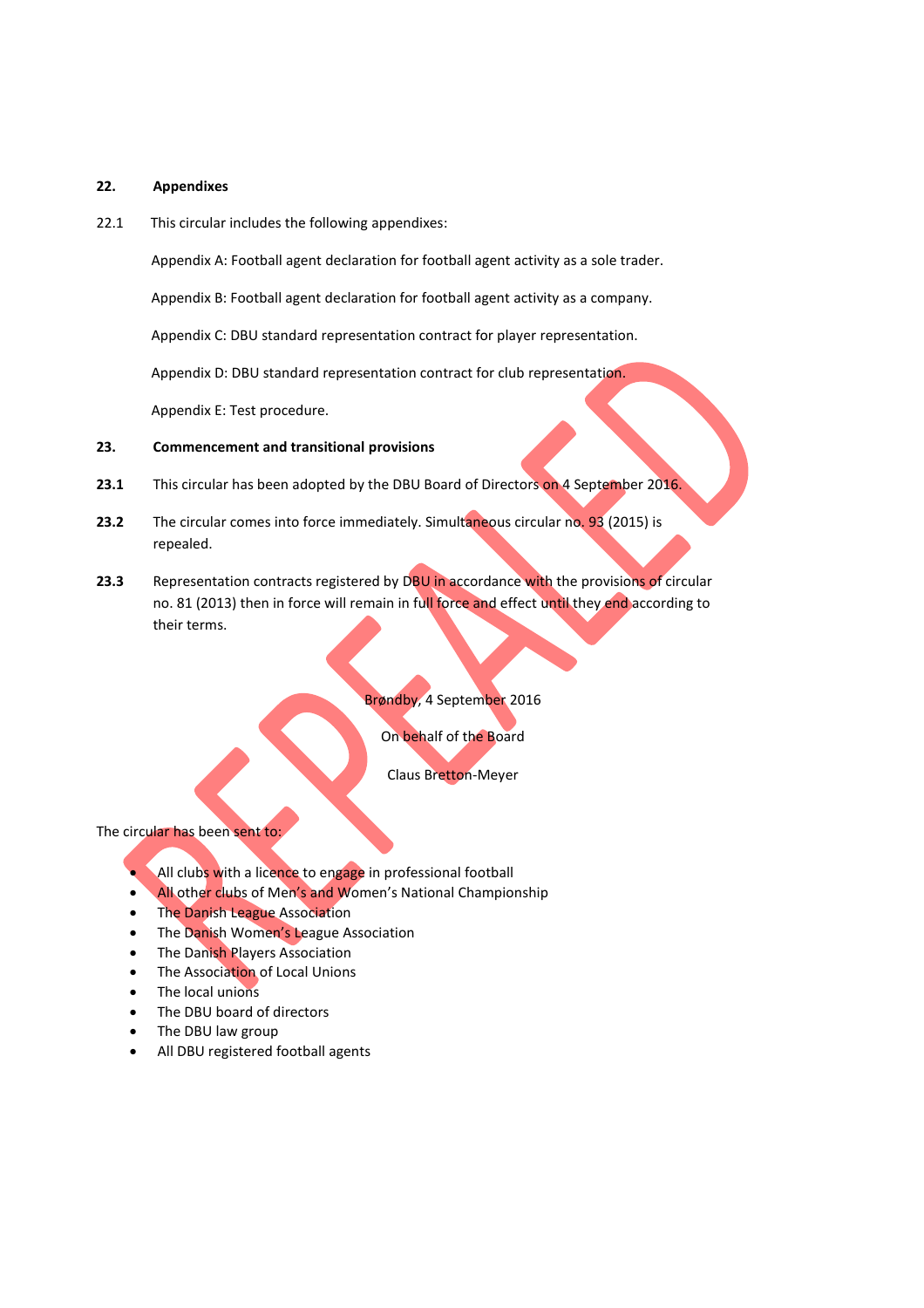## 22. Appendixes

22.1 This circular includes the following appendixes:

Appendix A: Football agent declaration for football agent activity as a sole trader.

Appendix B: Football agent declaration for football agent activity as a company.

Appendix C: DBU standard representation contract for player representation.

Appendix D: DBU standard representation contract for club representation.

Appendix E: Test procedure.

## 23. Commencement and transitional provisions

**23.1** This circular has been adopted by the DBU Board of Directors on 4 September 2016.

**23.2** The circular comes into force immediately. Simultaneous circular no. 93 (2015) is repealed.

**23.3** Representation contracts registered by DBU in accordance with the provisions of circular no. 81 (2013) then in force will remain in full force and effect until they end according to their terms.

Brøndby, 4 September 2016

On behalf of the Board

Claus Bretton-Meyer

REPEALED

The circular has been sent to:

- All clubs with a licence to engage in professional football
- All other clubs of Men's and Women's National Championship
- The Danish League Association
- The Danish Women's League Association
- The Danish Players Association
- The Association of Local Unions
- The local unions
- The DBU board of directors
- The DBU law group
- All DBU registered football agents